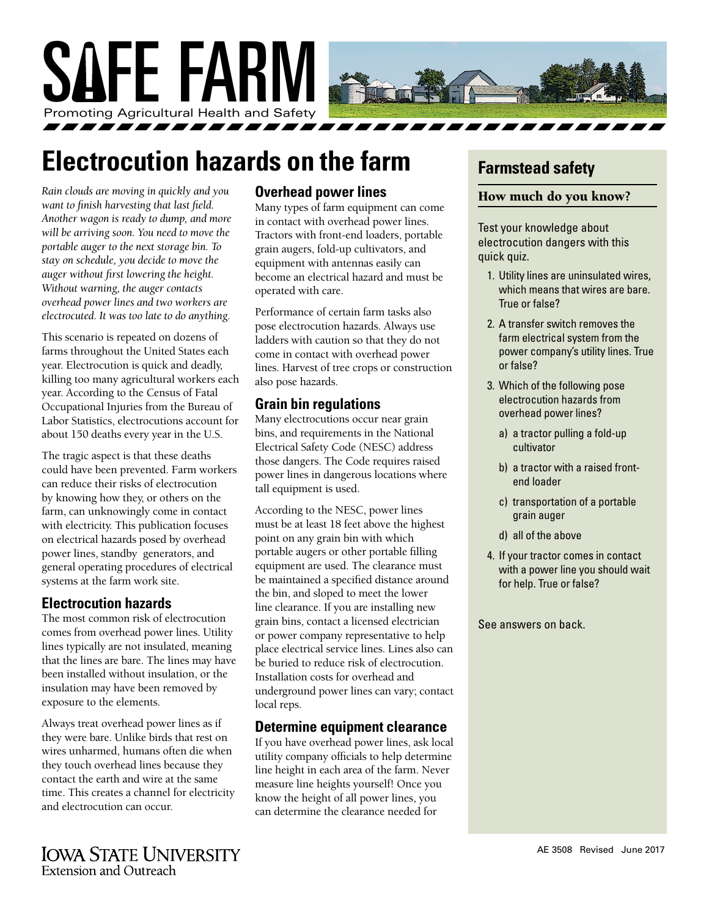# SAFE FARM

Promoting Agricultural Health and Safety

## Electrocution hazards on the farm

*Rain clouds are moving in quickly and you want to finish harvesting that last field. Another wagon is ready to dump, and more will be arriving soon. You need to move the portable auger to the next storage bin. To stay on schedule, you decide to move the auger without first lowering the height. Without warning, the auger contacts overhead power lines and two workers are electrocuted. It was too late to do anything.*

This scenario is repeated on dozens of farms throughout the United States each year. Electrocution is quick and deadly, killing too many agricultural workers each year. According to the Census of Fatal Occupational Injuries from the Bureau of Labor Statistics, electrocutions account for about 150 deaths every year in the U.S.

The tragic aspect is that these deaths could have been prevented. Farm workers can reduce their risks of electrocution by knowing how they, or others on the farm, can unknowingly come in contact with electricity. This publication focuses on electrical hazards posed by overhead power lines, standby generators, and general operating procedures of electrical systems at the farm work site.

### Electrocution hazards

The most common risk of electrocution comes from overhead power lines. Utility lines typically are not insulated, meaning that the lines are bare. The lines may have been installed without insulation, or the insulation may have been removed by exposure to the elements.

Always treat overhead power lines as if they were bare. Unlike birds that rest on wires unharmed, humans often die when they touch overhead lines because they contact the earth and wire at the same time. This creates a channel for electricity and electrocution can occur.

### Overhead power lines

Many types of farm equipment can come in contact with overhead power lines. Tractors with front-end loaders, portable grain augers, fold-up cultivators, and equipment with antennas easily can become an electrical hazard and must be operated with care.

Performance of certain farm tasks also pose electrocution hazards. Always use ladders with caution so that they do not come in contact with overhead power lines. Harvest of tree crops or construction also pose hazards.

### Grain bin regulations

Many electrocutions occur near grain bins, and requirements in the National Electrical Safety Code (NESC) address those dangers. The Code requires raised power lines in dangerous locations where tall equipment is used.

According to the NESC, power lines must be at least 18 feet above the highest point on any grain bin with which portable augers or other portable filling equipment are used. The clearance must be maintained a specified distance around the bin, and sloped to meet the lower line clearance. If you are installing new grain bins, contact a licensed electrician or power company representative to help place electrical service lines. Lines also can be buried to reduce risk of electrocution. Installation costs for overhead and underground power lines can vary; contact local reps.

### Determine equipment clearance

If you have overhead power lines, ask local utility company officials to help determine line height in each area of the farm. Never measure line heights yourself! Once you know the height of all power lines, you can determine the clearance needed for

## Farmstead safety

### How much do you know?

Test your knowledge about electrocution dangers with this quick quiz.

1. Utility lines are uninsulated wires, which means that wires are bare. True or false?
2. A transfer switch removes the farm electrical system from the power company's utility lines. True or false?
3. Which of the following pose electrocution hazards from overhead power lines?
   a) a tractor pulling a fold-up cultivator
   b) a tractor with a raised front-end loader
   c) transportation of a portable grain auger
   d) all of the above
4. If your tractor comes in contact with a power line you should wait for help. True or false?

See answers on back.

Iowa State University Extension and Outreach

AE 3508 Revised June 2017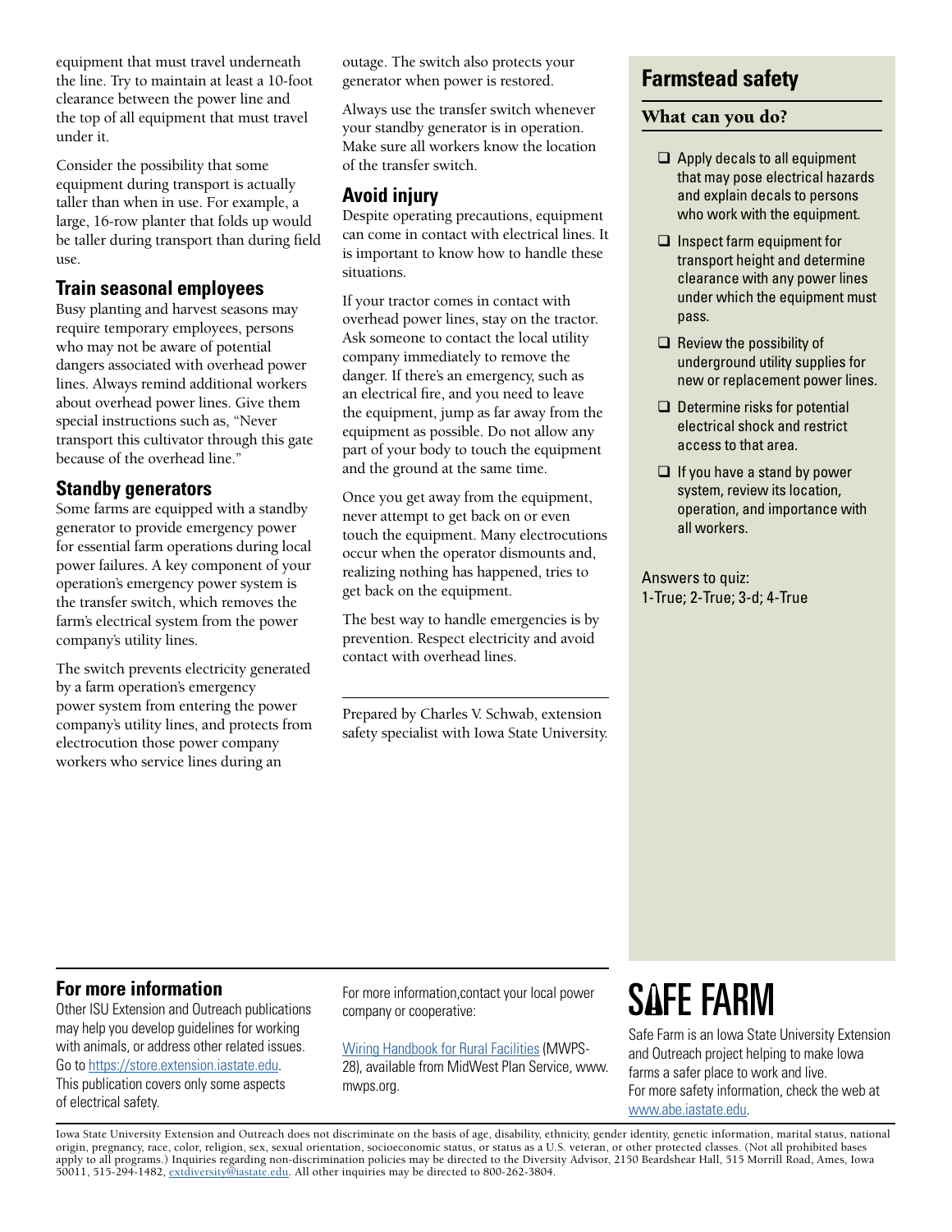equipment that must travel underneath the line. Try to maintain at least a 10-foot clearance between the power line and the top of all equipment that must travel under it.

Consider the possibility that some equipment during transport is actually taller than when in use. For example, a large, 16-row planter that folds up would be taller during transport than during field use.

## Train seasonal employees

Busy planting and harvest seasons may require temporary employees, persons who may not be aware of potential dangers associated with overhead power lines. Always remind additional workers about overhead power lines. Give them special instructions such as, "Never transport this cultivator through this gate because of the overhead line."

## Standby generators

Some farms are equipped with a standby generator to provide emergency power for essential farm operations during local power failures. A key component of your operation's emergency power system is the transfer switch, which removes the farm's electrical system from the power company's utility lines.

The switch prevents electricity generated by a farm operation's emergency power system from entering the power company's utility lines, and protects from electrocution those power company workers who service lines during an outage. The switch also protects your generator when power is restored.

Always use the transfer switch whenever your standby generator is in operation. Make sure all workers know the location of the transfer switch.

## Avoid injury

Despite operating precautions, equipment can come in contact with electrical lines. It is important to know how to handle these situations.

If your tractor comes in contact with overhead power lines, stay on the tractor. Ask someone to contact the local utility company immediately to remove the danger. If there's an emergency, such as an electrical fire, and you need to leave the equipment, jump as far away from the equipment as possible. Do not allow any part of your body to touch the equipment and the ground at the same time.

Once you get away from the equipment, never attempt to get back on or even touch the equipment. Many electrocutions occur when the operator dismounts and, realizing nothing has happened, tries to get back on the equipment.

The best way to handle emergencies is by prevention. Respect electricity and avoid contact with overhead lines.

Prepared by Charles V. Schwab, extension safety specialist with Iowa State University.

## Farmstead safety

### What can you do?

- ❑ Apply decals to all equipment that may pose electrical hazards and explain decals to persons who work with the equipment.
- ❑ Inspect farm equipment for transport height and determine clearance with any power lines under which the equipment must pass.
- ❑ Review the possibility of underground utility supplies for new or replacement power lines.
- ❑ Determine risks for potential electrical shock and restrict access to that area.
- ❑ If you have a stand by power system, review its location, operation, and importance with all workers.

Answers to quiz:
1-True; 2-True; 3-d; 4-True

## For more information

Other ISU Extension and Outreach publications may help you develop guidelines for working with animals, or address other related issues. Go to https://store.extension.iastate.edu. This publication covers only some aspects of electrical safety.

For more information,contact your local power company or cooperative:

Wiring Handbook for Rural Facilities (MWPS-28), available from MidWest Plan Service, www.mwps.org.

# SAFE FARM

Safe Farm is an Iowa State University Extension and Outreach project helping to make Iowa farms a safer place to work and live.
For more safety information, check the web at www.abe.iastate.edu.

Iowa State University Extension and Outreach does not discriminate on the basis of age, disability, ethnicity, gender identity, genetic information, marital status, national origin, pregnancy, race, color, religion, sex, sexual orientation, socioeconomic status, or status as a U.S. veteran, or other protected classes. (Not all prohibited bases apply to all programs.) Inquiries regarding non-discrimination policies may be directed to the Diversity Advisor, 2150 Beardshear Hall, 515 Morrill Road, Ames, Iowa 50011, 515-294-1482, extdiversity@iastate.edu. All other inquiries may be directed to 800-262-3804.